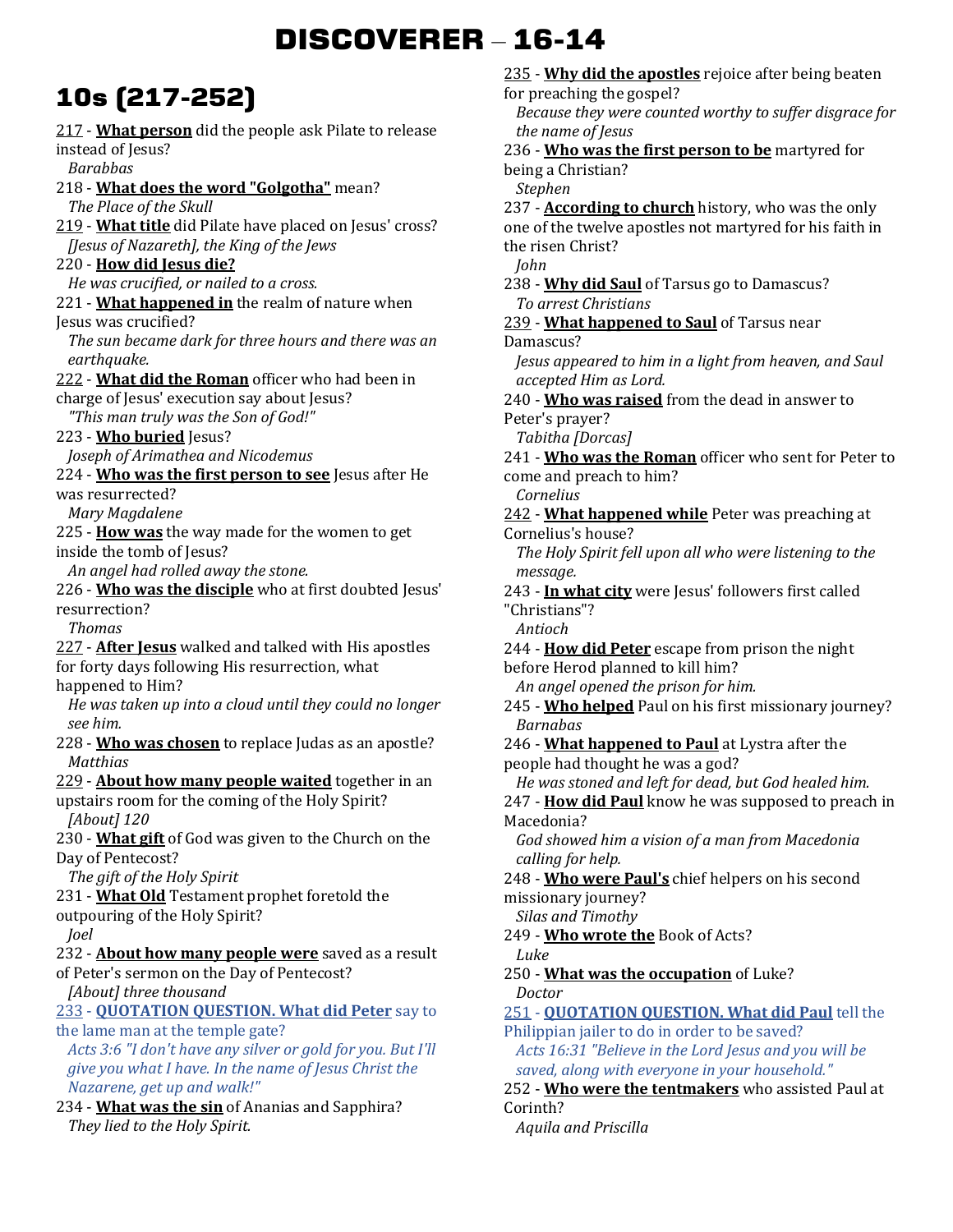# DISCOVERER – 16-14

## 10s (217-252)

217 - **What person** did the people ask Pilate to release instead of Jesus?
*Barabbas*

218 - **What does the word "Golgotha"** mean?
*The Place of the Skull*

219 - **What title** did Pilate have placed on Jesus' cross?
*[Jesus of Nazareth], the King of the Jews*

220 - **How did Jesus die?**
*He was crucified, or nailed to a cross.*

221 - **What happened in** the realm of nature when Jesus was crucified?
*The sun became dark for three hours and there was an earthquake.*

222 - **What did the Roman** officer who had been in charge of Jesus' execution say about Jesus?
*"This man truly was the Son of God!"*

223 - **Who buried** Jesus?
*Joseph of Arimathea and Nicodemus*

224 - **Who was the first person to see** Jesus after He was resurrected?
*Mary Magdalene*

225 - **How was** the way made for the women to get inside the tomb of Jesus?
*An angel had rolled away the stone.*

226 - **Who was the disciple** who at first doubted Jesus' resurrection?
*Thomas*

227 - **After Jesus** walked and talked with His apostles for forty days following His resurrection, what happened to Him?
*He was taken up into a cloud until they could no longer see him.*

228 - **Who was chosen** to replace Judas as an apostle?
*Matthias*

229 - **About how many people waited** together in an upstairs room for the coming of the Holy Spirit?
*[About] 120*

230 - **What gift** of God was given to the Church on the Day of Pentecost?
*The gift of the Holy Spirit*

231 - **What Old** Testament prophet foretold the outpouring of the Holy Spirit?
*Joel*

232 - **About how many people were** saved as a result of Peter's sermon on the Day of Pentecost?
*[About] three thousand*

233 - **QUOTATION QUESTION. What did Peter** say to the lame man at the temple gate?
*Acts 3:6 "I don't have any silver or gold for you. But I'll give you what I have. In the name of Jesus Christ the Nazarene, get up and walk!"*

234 - **What was the sin** of Ananias and Sapphira?
*They lied to the Holy Spirit.*

235 - **Why did the apostles** rejoice after being beaten for preaching the gospel?
*Because they were counted worthy to suffer disgrace for the name of Jesus*

236 - **Who was the first person to be** martyred for being a Christian?
*Stephen*

237 - **According to church** history, who was the only one of the twelve apostles not martyred for his faith in the risen Christ?
*John*

238 - **Why did Saul** of Tarsus go to Damascus?
*To arrest Christians*

239 - **What happened to Saul** of Tarsus near Damascus?
*Jesus appeared to him in a light from heaven, and Saul accepted Him as Lord.*

240 - **Who was raised** from the dead in answer to Peter's prayer?
*Tabitha [Dorcas]*

241 - **Who was the Roman** officer who sent for Peter to come and preach to him?
*Cornelius*

242 - **What happened while** Peter was preaching at Cornelius's house?
*The Holy Spirit fell upon all who were listening to the message.*

243 - **In what city** were Jesus' followers first called "Christians"?
*Antioch*

244 - **How did Peter** escape from prison the night before Herod planned to kill him?
*An angel opened the prison for him.*

245 - **Who helped** Paul on his first missionary journey?
*Barnabas*

246 - **What happened to Paul** at Lystra after the people had thought he was a god?
*He was stoned and left for dead, but God healed him.*

247 - **How did Paul** know he was supposed to preach in Macedonia?
*God showed him a vision of a man from Macedonia calling for help.*

248 - **Who were Paul's** chief helpers on his second missionary journey?
*Silas and Timothy*

249 - **Who wrote the** Book of Acts?
*Luke*

250 - **What was the occupation** of Luke?
*Doctor*

251 - **QUOTATION QUESTION. What did Paul** tell the Philippian jailer to do in order to be saved?
*Acts 16:31 "Believe in the Lord Jesus and you will be saved, along with everyone in your household."*

252 - **Who were the tentmakers** who assisted Paul at Corinth?
*Aquila and Priscilla*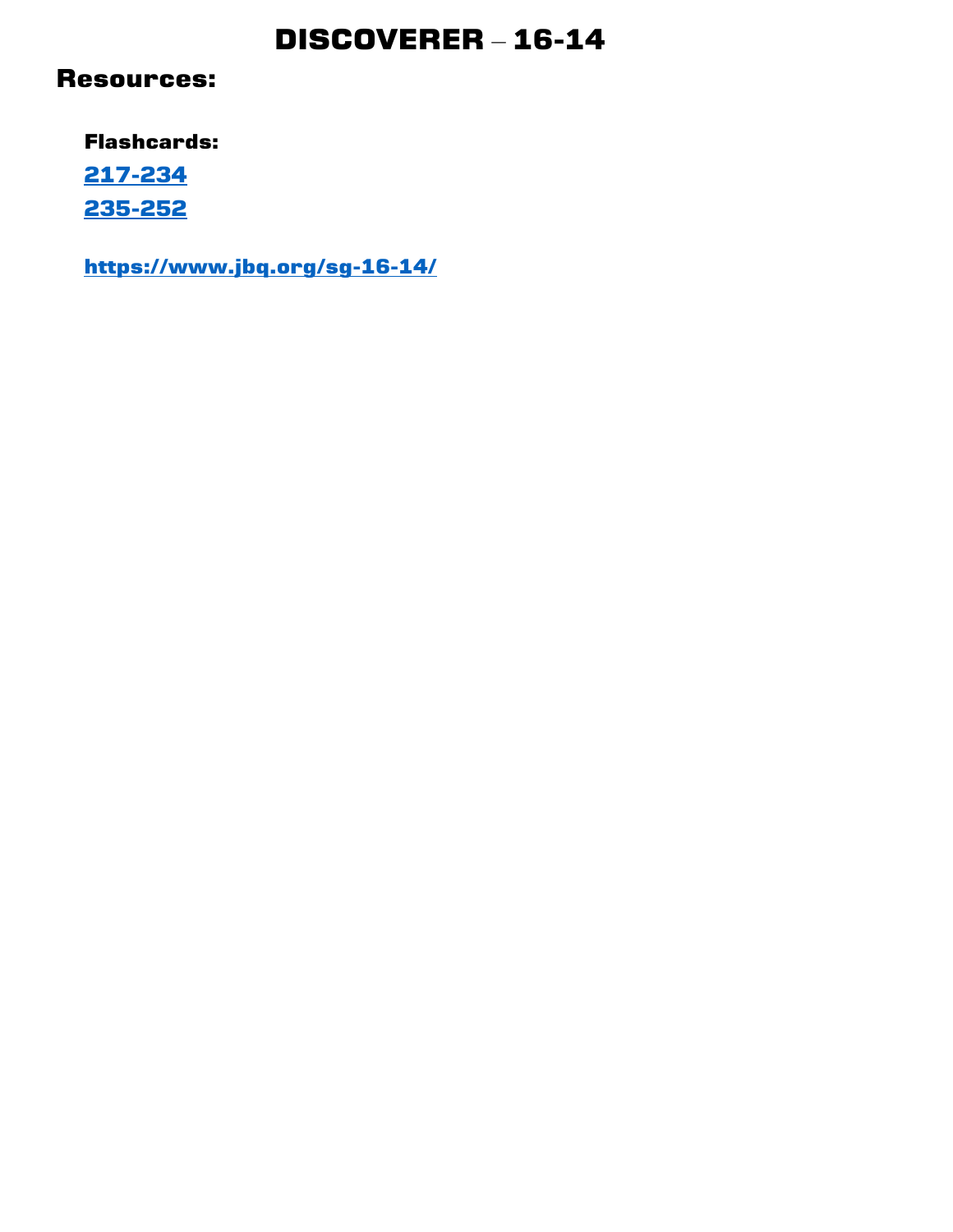# DISCOVERER – 16-14

## Resources:

**Flashcards:**

217-234

235-252

https://www.jbq.org/sg-16-14/